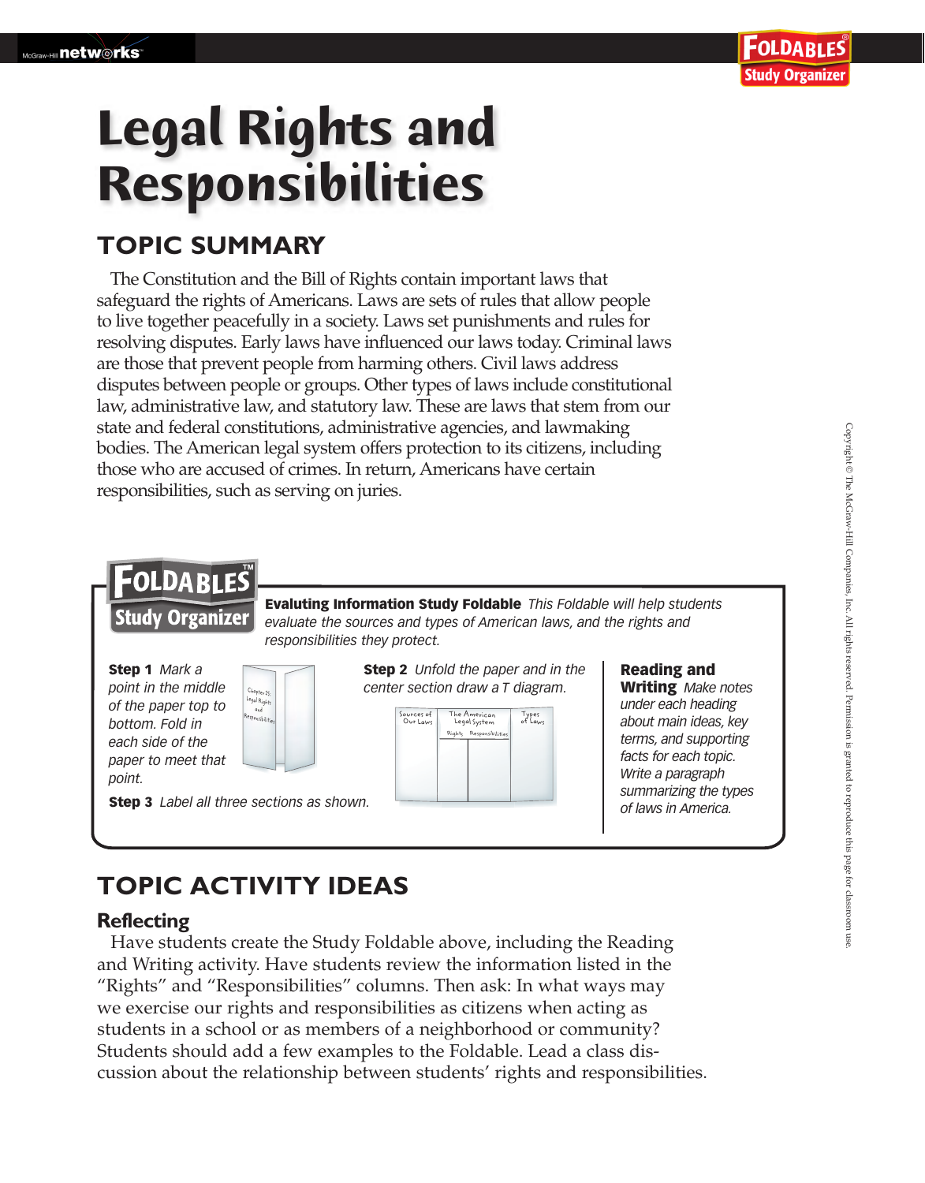# Legal Rights and Responsibilities

## TOPIC SUMMARY

The Constitution and the Bill of Rights contain important laws that safeguard the rights of Americans. Laws are sets of rules that allow people to live together peacefully in a society. Laws set punishments and rules for resolving disputes. Early laws have influenced our laws today. Criminal laws are those that prevent people from harming others. Civil laws address disputes between people or groups. Other types of laws include constitutional law, administrative law, and statutory law. These are laws that stem from our state and federal constitutions, administrative agencies, and lawmaking bodies. The American legal system offers protection to its citizens, including those who are accused of crimes. In return, Americans have certain responsibilities, such as serving on juries.

**FOLDABLES™ Study Organizer**

**Evaluting Information Study Foldable** *This Foldable will help students evaluate the sources and types of American laws, and the rights and responsibilities they protect.*

**Step 1** *Mark a point in the middle of the paper top to bottom. Fold in each side of the paper to meet that point.*

**Step 2** *Unfold the paper and in the center section draw a T diagram.*

**Step 3** *Label all three sections as shown.*

**Reading and Writing** *Make notes under each heading about main ideas, key terms, and supporting facts for each topic. Write a paragraph summarizing the types of laws in America.*

## TOPIC ACTIVITY IDEAS

### Reflecting

Have students create the Study Foldable above, including the Reading and Writing activity. Have students review the information listed in the "Rights" and "Responsibilities" columns. Then ask: In what ways may we exercise our rights and responsibilities as citizens when acting as students in a school or as members of a neighborhood or community? Students should add a few examples to the Foldable. Lead a class discussion about the relationship between students' rights and responsibilities.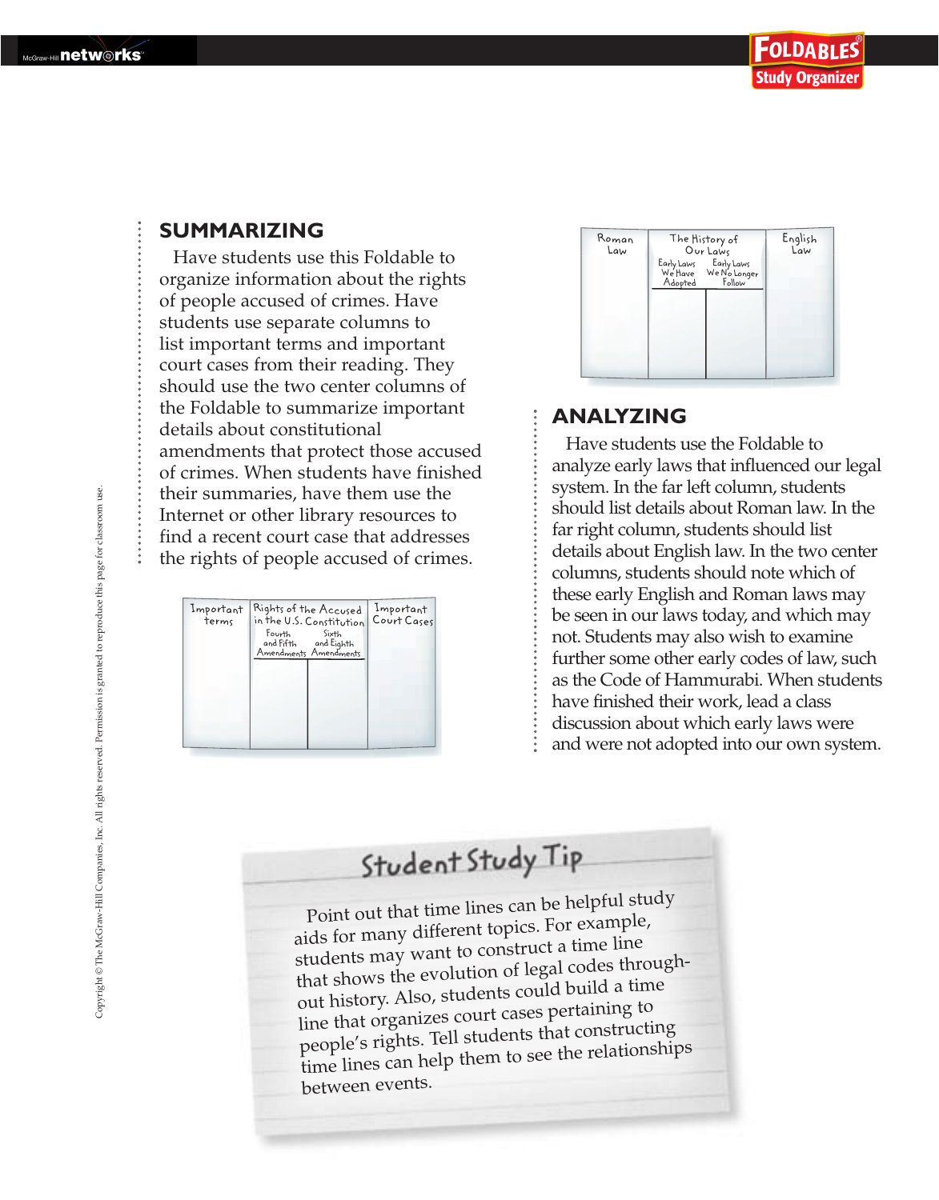## SUMMARIZING

Have students use this Foldable to organize information about the rights of people accused of crimes. Have students use separate columns to list important terms and important court cases from their reading. They should use the two center columns of the Foldable to summarize important details about constitutional amendments that protect those accused of crimes. When students have finished their summaries, have them use the Internet or other library resources to find a recent court case that addresses the rights of people accused of crimes.

| Important terms | Rights of the Accused in the U.S. Constitution | | Important Court Cases |
|---|---|---|---|
| | Fourth and Fifth Amendments | Sixth and Eighth Amendments | |

| Roman Law | The History of Our Laws | | English Law |
|---|---|---|---|
| | Early Laws We Have Adopted | Early Laws We No Longer Follow | |

## ANALYZING

Have students use the Foldable to analyze early laws that influenced our legal system. In the far left column, students should list details about Roman law. In the far right column, students should list details about English law. In the two center columns, students should note which of these early English and Roman laws may be seen in our laws today, and which may not. Students may also wish to examine further some other early codes of law, such as the Code of Hammurabi. When students have finished their work, lead a class discussion about which early laws were and were not adopted into our own system.

## Student Study Tip

Point out that time lines can be helpful study aids for many different topics. For example, students may want to construct a time line that shows the evolution of legal codes throughout history. Also, students could build a time line that organizes court cases pertaining to people's rights. Tell students that constructing time lines can help them to see the relationships between events.